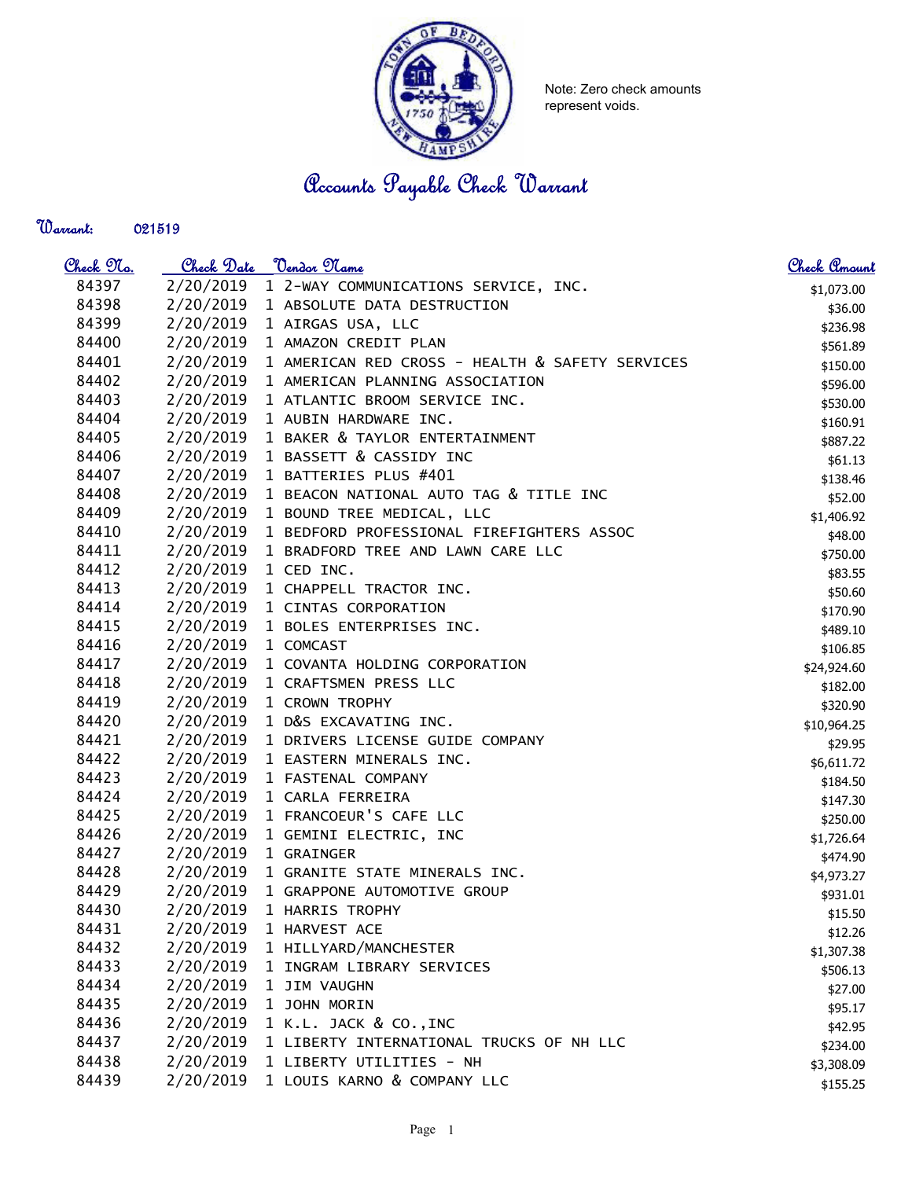Note: Zero check amounts represent voids.

# Accounts Payable Check Warrant

**Warrant:** 021519

| Check No. | Check Date | Vendor Name | Check Amount |
|---|---|---|---|
| 84397 | 2/20/2019 | 1 2-WAY COMMUNICATIONS SERVICE, INC. | $1,073.00 |
| 84398 | 2/20/2019 | 1 ABSOLUTE DATA DESTRUCTION | $36.00 |
| 84399 | 2/20/2019 | 1 AIRGAS USA, LLC | $236.98 |
| 84400 | 2/20/2019 | 1 AMAZON CREDIT PLAN | $561.89 |
| 84401 | 2/20/2019 | 1 AMERICAN RED CROSS - HEALTH & SAFETY SERVICES | $150.00 |
| 84402 | 2/20/2019 | 1 AMERICAN PLANNING ASSOCIATION | $596.00 |
| 84403 | 2/20/2019 | 1 ATLANTIC BROOM SERVICE INC. | $530.00 |
| 84404 | 2/20/2019 | 1 AUBIN HARDWARE INC. | $160.91 |
| 84405 | 2/20/2019 | 1 BAKER & TAYLOR ENTERTAINMENT | $887.22 |
| 84406 | 2/20/2019 | 1 BASSETT & CASSIDY INC | $61.13 |
| 84407 | 2/20/2019 | 1 BATTERIES PLUS #401 | $138.46 |
| 84408 | 2/20/2019 | 1 BEACON NATIONAL AUTO TAG & TITLE INC | $52.00 |
| 84409 | 2/20/2019 | 1 BOUND TREE MEDICAL, LLC | $1,406.92 |
| 84410 | 2/20/2019 | 1 BEDFORD PROFESSIONAL FIREFIGHTERS ASSOC | $48.00 |
| 84411 | 2/20/2019 | 1 BRADFORD TREE AND LAWN CARE LLC | $750.00 |
| 84412 | 2/20/2019 | 1 CED INC. | $83.55 |
| 84413 | 2/20/2019 | 1 CHAPPELL TRACTOR INC. | $50.60 |
| 84414 | 2/20/2019 | 1 CINTAS CORPORATION | $170.90 |
| 84415 | 2/20/2019 | 1 BOLES ENTERPRISES INC. | $489.10 |
| 84416 | 2/20/2019 | 1 COMCAST | $106.85 |
| 84417 | 2/20/2019 | 1 COVANTA HOLDING CORPORATION | $24,924.60 |
| 84418 | 2/20/2019 | 1 CRAFTSMEN PRESS LLC | $182.00 |
| 84419 | 2/20/2019 | 1 CROWN TROPHY | $320.90 |
| 84420 | 2/20/2019 | 1 D&S EXCAVATING INC. | $10,964.25 |
| 84421 | 2/20/2019 | 1 DRIVERS LICENSE GUIDE COMPANY | $29.95 |
| 84422 | 2/20/2019 | 1 EASTERN MINERALS INC. | $6,611.72 |
| 84423 | 2/20/2019 | 1 FASTENAL COMPANY | $184.50 |
| 84424 | 2/20/2019 | 1 CARLA FERREIRA | $147.30 |
| 84425 | 2/20/2019 | 1 FRANCOEUR'S CAFE LLC | $250.00 |
| 84426 | 2/20/2019 | 1 GEMINI ELECTRIC, INC | $1,726.64 |
| 84427 | 2/20/2019 | 1 GRAINGER | $474.90 |
| 84428 | 2/20/2019 | 1 GRANITE STATE MINERALS INC. | $4,973.27 |
| 84429 | 2/20/2019 | 1 GRAPPONE AUTOMOTIVE GROUP | $931.01 |
| 84430 | 2/20/2019 | 1 HARRIS TROPHY | $15.50 |
| 84431 | 2/20/2019 | 1 HARVEST ACE | $12.26 |
| 84432 | 2/20/2019 | 1 HILLYARD/MANCHESTER | $1,307.38 |
| 84433 | 2/20/2019 | 1 INGRAM LIBRARY SERVICES | $506.13 |
| 84434 | 2/20/2019 | 1 JIM VAUGHN | $27.00 |
| 84435 | 2/20/2019 | 1 JOHN MORIN | $95.17 |
| 84436 | 2/20/2019 | 1 K.L. JACK & CO.,INC | $42.95 |
| 84437 | 2/20/2019 | 1 LIBERTY INTERNATIONAL TRUCKS OF NH LLC | $234.00 |
| 84438 | 2/20/2019 | 1 LIBERTY UTILITIES - NH | $3,308.09 |
| 84439 | 2/20/2019 | 1 LOUIS KARNO & COMPANY LLC | $155.25 |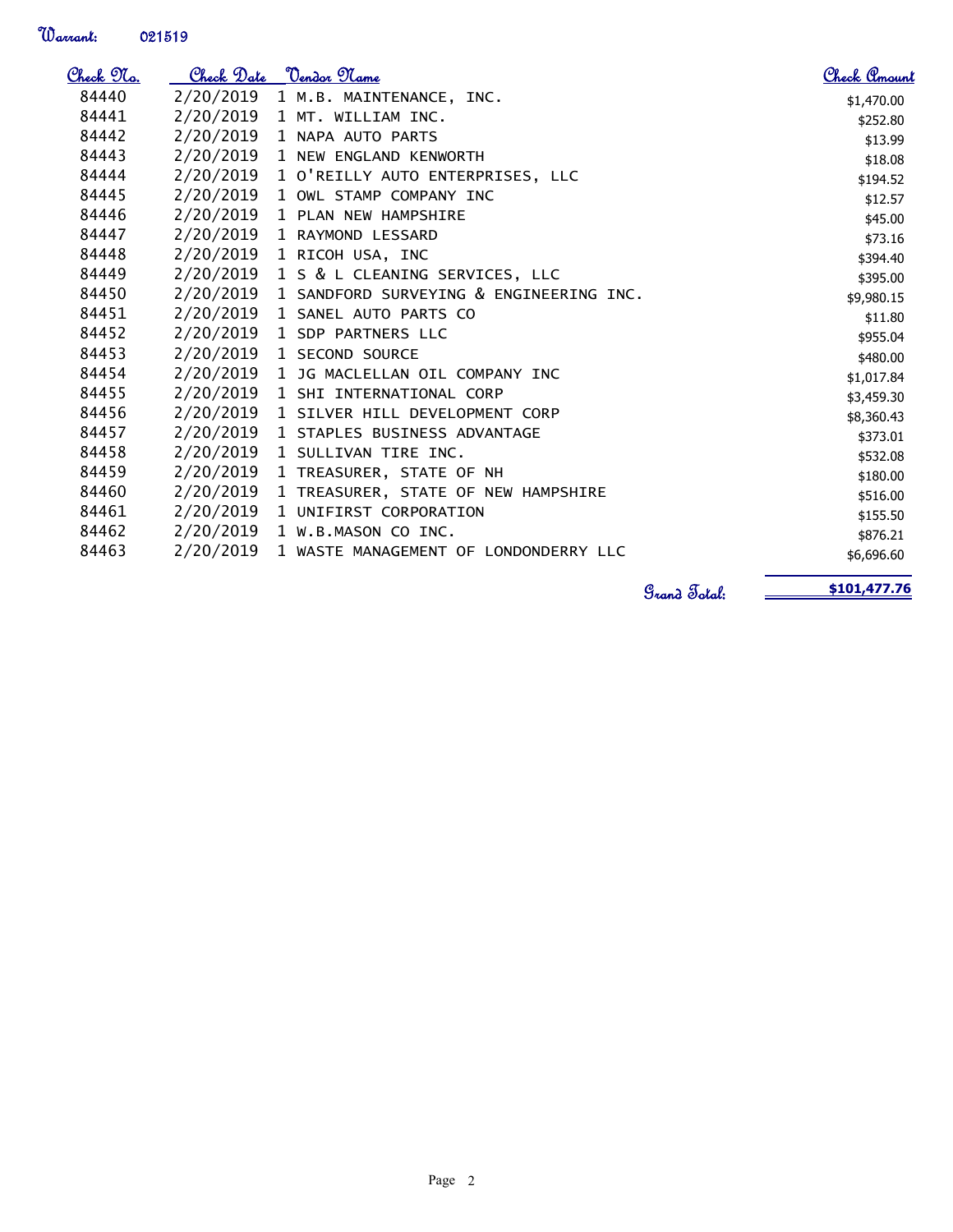Warrant: 021519

| Check No. | Check Date | Vendor Name | Check Amount |
|---|---|---|---|
| 84440 | 2/20/2019 | 1 M.B. MAINTENANCE, INC. | $1,470.00 |
| 84441 | 2/20/2019 | 1 MT. WILLIAM INC. | $252.80 |
| 84442 | 2/20/2019 | 1 NAPA AUTO PARTS | $13.99 |
| 84443 | 2/20/2019 | 1 NEW ENGLAND KENWORTH | $18.08 |
| 84444 | 2/20/2019 | 1 O'REILLY AUTO ENTERPRISES, LLC | $194.52 |
| 84445 | 2/20/2019 | 1 OWL STAMP COMPANY INC | $12.57 |
| 84446 | 2/20/2019 | 1 PLAN NEW HAMPSHIRE | $45.00 |
| 84447 | 2/20/2019 | 1 RAYMOND LESSARD | $73.16 |
| 84448 | 2/20/2019 | 1 RICOH USA, INC | $394.40 |
| 84449 | 2/20/2019 | 1 S & L CLEANING SERVICES, LLC | $395.00 |
| 84450 | 2/20/2019 | 1 SANDFORD SURVEYING & ENGINEERING INC. | $9,980.15 |
| 84451 | 2/20/2019 | 1 SANEL AUTO PARTS CO | $11.80 |
| 84452 | 2/20/2019 | 1 SDP PARTNERS LLC | $955.04 |
| 84453 | 2/20/2019 | 1 SECOND SOURCE | $480.00 |
| 84454 | 2/20/2019 | 1 JG MACLELLAN OIL COMPANY INC | $1,017.84 |
| 84455 | 2/20/2019 | 1 SHI INTERNATIONAL CORP | $3,459.30 |
| 84456 | 2/20/2019 | 1 SILVER HILL DEVELOPMENT CORP | $8,360.43 |
| 84457 | 2/20/2019 | 1 STAPLES BUSINESS ADVANTAGE | $373.01 |
| 84458 | 2/20/2019 | 1 SULLIVAN TIRE INC. | $532.08 |
| 84459 | 2/20/2019 | 1 TREASURER, STATE OF NH | $180.00 |
| 84460 | 2/20/2019 | 1 TREASURER, STATE OF NEW HAMPSHIRE | $516.00 |
| 84461 | 2/20/2019 | 1 UNIFIRST CORPORATION | $155.50 |
| 84462 | 2/20/2019 | 1 W.B.MASON CO INC. | $876.21 |
| 84463 | 2/20/2019 | 1 WASTE MANAGEMENT OF LONDONDERRY LLC | $6,696.60 |
| | | Grand Total: | **$101,477.76** |